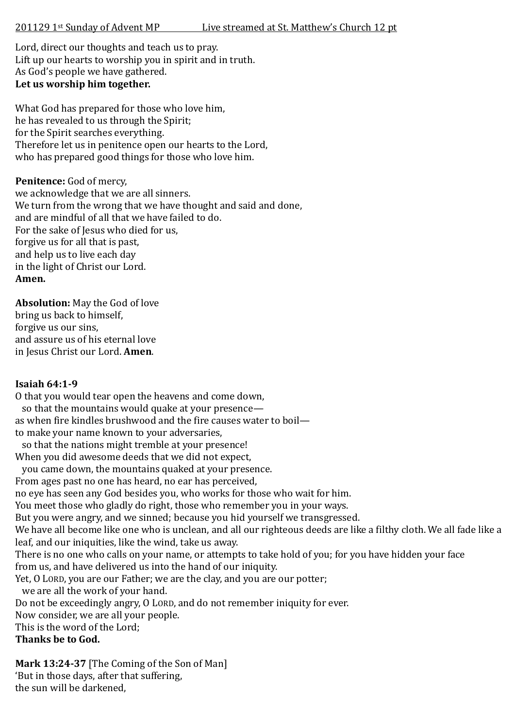201129 1st Sunday of Advent MP Live streamed at St. Matthew's Church 12 pt

Lord, direct our thoughts and teach us to pray.
Lift up our hearts to worship you in spirit and in truth.
As God's people we have gathered.
**Let us worship him together.**

What God has prepared for those who love him,
he has revealed to us through the Spirit;
for the Spirit searches everything.
Therefore let us in penitence open our hearts to the Lord,
who has prepared good things for those who love him.

**Penitence:** God of mercy,
we acknowledge that we are all sinners.
We turn from the wrong that we have thought and said and done,
and are mindful of all that we have failed to do.
For the sake of Jesus who died for us,
forgive us for all that is past,
and help us to live each day
in the light of Christ our Lord.
**Amen.**

**Absolution:** May the God of love
bring us back to himself,
forgive us our sins,
and assure us of his eternal love
in Jesus Christ our Lord. **Amen**.

**Isaiah 64:1-9**
O that you would tear open the heavens and come down,
so that the mountains would quake at your presence—
as when fire kindles brushwood and the fire causes water to boil—
to make your name known to your adversaries,
so that the nations might tremble at your presence!
When you did awesome deeds that we did not expect,
you came down, the mountains quaked at your presence.
From ages past no one has heard, no ear has perceived,
no eye has seen any God besides you, who works for those who wait for him.
You meet those who gladly do right, those who remember you in your ways.
But you were angry, and we sinned; because you hid yourself we transgressed.
We have all become like one who is unclean, and all our righteous deeds are like a filthy cloth. We all fade like a leaf, and our iniquities, like the wind, take us away.
There is no one who calls on your name, or attempts to take hold of you; for you have hidden your face from us, and have delivered us into the hand of our iniquity.
Yet, O LORD, you are our Father; we are the clay, and you are our potter;
we are all the work of your hand.
Do not be exceedingly angry, O LORD, and do not remember iniquity for ever.
Now consider, we are all your people.
This is the word of the Lord;
**Thanks be to God.**

**Mark 13:24-37** [The Coming of the Son of Man]
'But in those days, after that suffering,
the sun will be darkened,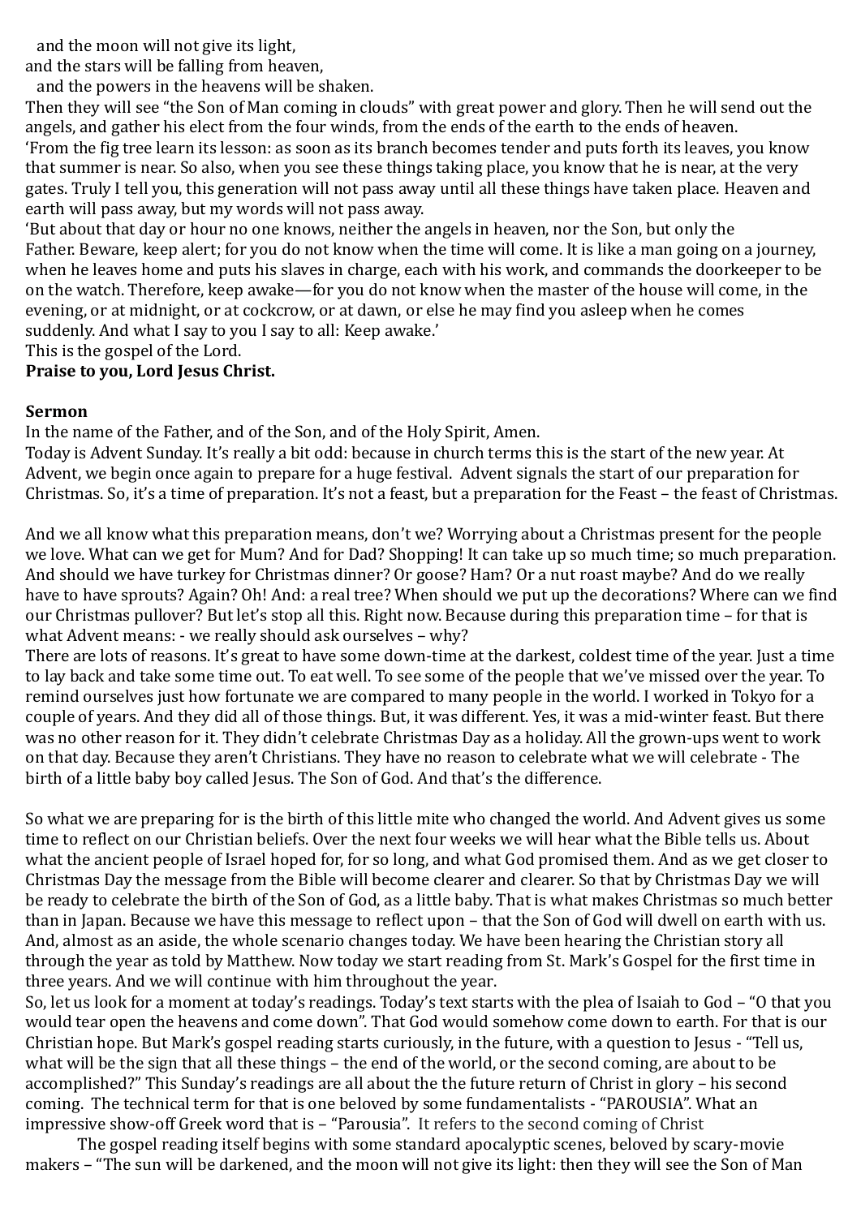and the moon will not give its light,
and the stars will be falling from heaven,
and the powers in the heavens will be shaken.

Then they will see "the Son of Man coming in clouds" with great power and glory. Then he will send out the angels, and gather his elect from the four winds, from the ends of the earth to the ends of heaven.

'From the fig tree learn its lesson: as soon as its branch becomes tender and puts forth its leaves, you know that summer is near. So also, when you see these things taking place, you know that he is near, at the very gates. Truly I tell you, this generation will not pass away until all these things have taken place. Heaven and earth will pass away, but my words will not pass away.

'But about that day or hour no one knows, neither the angels in heaven, nor the Son, but only the Father. Beware, keep alert; for you do not know when the time will come. It is like a man going on a journey, when he leaves home and puts his slaves in charge, each with his work, and commands the doorkeeper to be on the watch. Therefore, keep awake—for you do not know when the master of the house will come, in the evening, or at midnight, or at cockcrow, or at dawn, or else he may find you asleep when he comes suddenly. And what I say to you I say to all: Keep awake.'

This is the gospel of the Lord.

**Praise to you, Lord Jesus Christ.**

**Sermon**

In the name of the Father, and of the Son, and of the Holy Spirit, Amen.

Today is Advent Sunday. It's really a bit odd: because in church terms this is the start of the new year. At Advent, we begin once again to prepare for a huge festival. Advent signals the start of our preparation for Christmas. So, it's a time of preparation. It's not a feast, but a preparation for the Feast – the feast of Christmas.

And we all know what this preparation means, don't we? Worrying about a Christmas present for the people we love. What can we get for Mum? And for Dad? Shopping! It can take up so much time; so much preparation. And should we have turkey for Christmas dinner? Or goose? Ham? Or a nut roast maybe? And do we really have to have sprouts? Again? Oh! And: a real tree? When should we put up the decorations? Where can we find our Christmas pullover? But let's stop all this. Right now. Because during this preparation time – for that is what Advent means: - we really should ask ourselves – why?

There are lots of reasons. It's great to have some down-time at the darkest, coldest time of the year. Just a time to lay back and take some time out. To eat well. To see some of the people that we've missed over the year. To remind ourselves just how fortunate we are compared to many people in the world. I worked in Tokyo for a couple of years. And they did all of those things. But, it was different. Yes, it was a mid-winter feast. But there was no other reason for it. They didn't celebrate Christmas Day as a holiday. All the grown-ups went to work on that day. Because they aren't Christians. They have no reason to celebrate what we will celebrate - The birth of a little baby boy called Jesus. The Son of God. And that's the difference.

So what we are preparing for is the birth of this little mite who changed the world. And Advent gives us some time to reflect on our Christian beliefs. Over the next four weeks we will hear what the Bible tells us. About what the ancient people of Israel hoped for, for so long, and what God promised them. And as we get closer to Christmas Day the message from the Bible will become clearer and clearer. So that by Christmas Day we will be ready to celebrate the birth of the Son of God, as a little baby. That is what makes Christmas so much better than in Japan. Because we have this message to reflect upon – that the Son of God will dwell on earth with us. And, almost as an aside, the whole scenario changes today. We have been hearing the Christian story all through the year as told by Matthew. Now today we start reading from St. Mark's Gospel for the first time in three years. And we will continue with him throughout the year.

So, let us look for a moment at today's readings. Today's text starts with the plea of Isaiah to God – "O that you would tear open the heavens and come down". That God would somehow come down to earth. For that is our Christian hope. But Mark's gospel reading starts curiously, in the future, with a question to Jesus - "Tell us, what will be the sign that all these things – the end of the world, or the second coming, are about to be accomplished?" This Sunday's readings are all about the the future return of Christ in glory – his second coming. The technical term for that is one beloved by some fundamentalists - "PAROUSIA". What an impressive show-off Greek word that is – "Parousia". It refers to the second coming of Christ

The gospel reading itself begins with some standard apocalyptic scenes, beloved by scary-movie makers – "The sun will be darkened, and the moon will not give its light: then they will see the Son of Man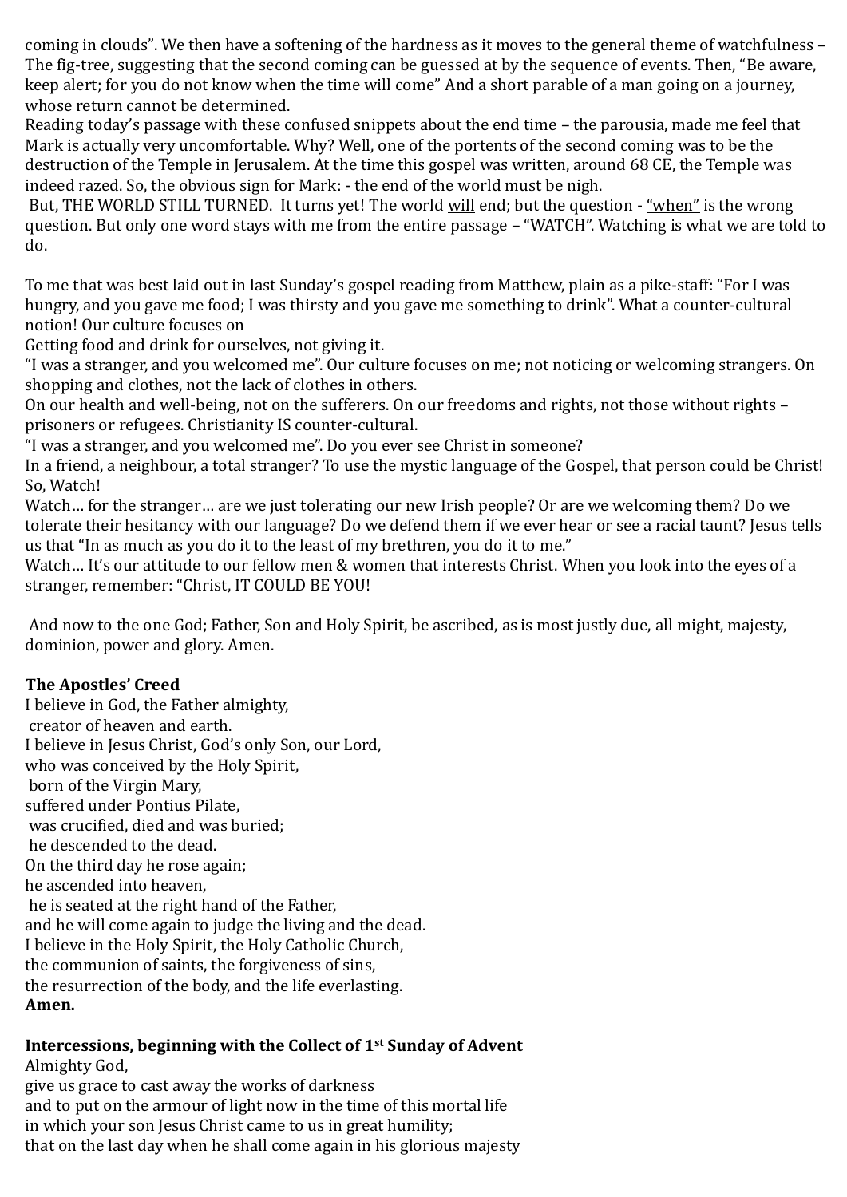coming in clouds". We then have a softening of the hardness as it moves to the general theme of watchfulness – The fig-tree, suggesting that the second coming can be guessed at by the sequence of events. Then, "Be aware, keep alert; for you do not know when the time will come" And a short parable of a man going on a journey, whose return cannot be determined.

Reading today's passage with these confused snippets about the end time – the parousia, made me feel that Mark is actually very uncomfortable. Why? Well, one of the portents of the second coming was to be the destruction of the Temple in Jerusalem. At the time this gospel was written, around 68 CE, the Temple was indeed razed. So, the obvious sign for Mark: - the end of the world must be nigh.

But, THE WORLD STILL TURNED. It turns yet! The world <u>will</u> end; but the question - <u>"when"</u> is the wrong question. But only one word stays with me from the entire passage – "WATCH". Watching is what we are told to do.

To me that was best laid out in last Sunday's gospel reading from Matthew, plain as a pike-staff: "For I was hungry, and you gave me food; I was thirsty and you gave me something to drink". What a counter-cultural notion! Our culture focuses on

Getting food and drink for ourselves, not giving it.

"I was a stranger, and you welcomed me". Our culture focuses on me; not noticing or welcoming strangers. On shopping and clothes, not the lack of clothes in others.

On our health and well-being, not on the sufferers. On our freedoms and rights, not those without rights – prisoners or refugees. Christianity IS counter-cultural.

"I was a stranger, and you welcomed me". Do you ever see Christ in someone?

In a friend, a neighbour, a total stranger? To use the mystic language of the Gospel, that person could be Christ! So, Watch!

Watch… for the stranger… are we just tolerating our new Irish people? Or are we welcoming them? Do we tolerate their hesitancy with our language? Do we defend them if we ever hear or see a racial taunt? Jesus tells us that "In as much as you do it to the least of my brethren, you do it to me."

Watch… It's our attitude to our fellow men & women that interests Christ. When you look into the eyes of a stranger, remember: "Christ, IT COULD BE YOU!

And now to the one God; Father, Son and Holy Spirit, be ascribed, as is most justly due, all might, majesty, dominion, power and glory. Amen.

**The Apostles' Creed**

I believe in God, the Father almighty,
creator of heaven and earth.
I believe in Jesus Christ, God's only Son, our Lord,
who was conceived by the Holy Spirit,
born of the Virgin Mary,
suffered under Pontius Pilate,
was crucified, died and was buried;
he descended to the dead.
On the third day he rose again;
he ascended into heaven,
he is seated at the right hand of the Father,
and he will come again to judge the living and the dead.
I believe in the Holy Spirit, the Holy Catholic Church,
the communion of saints, the forgiveness of sins,
the resurrection of the body, and the life everlasting.
**Amen.**

**Intercessions, beginning with the Collect of 1st Sunday of Advent**

Almighty God,
give us grace to cast away the works of darkness
and to put on the armour of light now in the time of this mortal life
in which your son Jesus Christ came to us in great humility;
that on the last day when he shall come again in his glorious majesty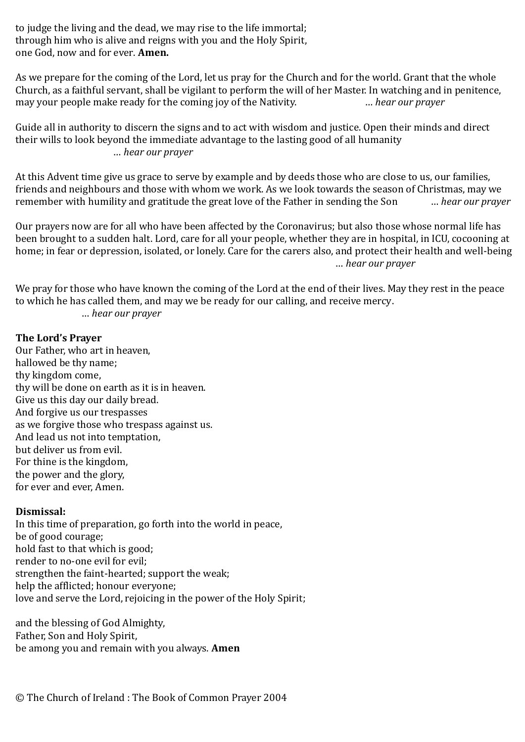to judge the living and the dead, we may rise to the life immortal;
through him who is alive and reigns with you and the Holy Spirit,
one God, now and for ever. **Amen.**

As we prepare for the coming of the Lord, let us pray for the Church and for the world. Grant that the whole Church, as a faithful servant, shall be vigilant to perform the will of her Master. In watching and in penitence, may your people make ready for the coming joy of the Nativity. … *hear our prayer*

Guide all in authority to discern the signs and to act with wisdom and justice. Open their minds and direct their wills to look beyond the immediate advantage to the lasting good of all humanity
… *hear our prayer*

At this Advent time give us grace to serve by example and by deeds those who are close to us, our families, friends and neighbours and those with whom we work. As we look towards the season of Christmas, may we remember with humility and gratitude the great love of the Father in sending the Son … *hear our prayer*

Our prayers now are for all who have been affected by the Coronavirus; but also those whose normal life has been brought to a sudden halt. Lord, care for all your people, whether they are in hospital, in ICU, cocooning at home; in fear or depression, isolated, or lonely. Care for the carers also, and protect their health and well-being
… *hear our prayer*

We pray for those who have known the coming of the Lord at the end of their lives. May they rest in the peace to which he has called them, and may we be ready for our calling, and receive mercy.
… *hear our prayer*

**The Lord's Prayer**
Our Father, who art in heaven,
hallowed be thy name;
thy kingdom come,
thy will be done on earth as it is in heaven.
Give us this day our daily bread.
And forgive us our trespasses
as we forgive those who trespass against us.
And lead us not into temptation,
but deliver us from evil.
For thine is the kingdom,
the power and the glory,
for ever and ever, Amen.

**Dismissal:**
In this time of preparation, go forth into the world in peace,
be of good courage;
hold fast to that which is good;
render to no-one evil for evil;
strengthen the faint-hearted; support the weak;
help the afflicted; honour everyone;
love and serve the Lord, rejoicing in the power of the Holy Spirit;

and the blessing of God Almighty,
Father, Son and Holy Spirit,
be among you and remain with you always. **Amen**

© The Church of Ireland : The Book of Common Prayer 2004